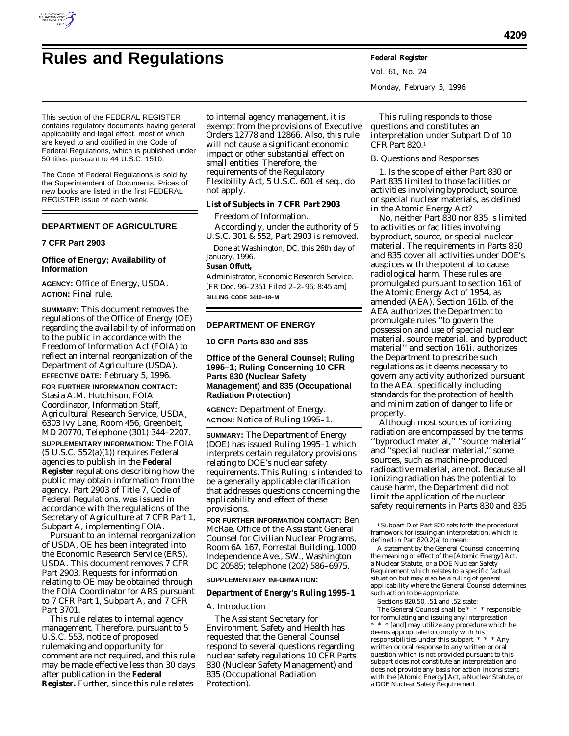# Rules and Regulations

This section of the FEDERAL REGISTER contains regulatory documents having general applicability and legal effect, most of which are keyed to and codified in the Code of Federal Regulations, which is published under 50 titles pursuant to 44 U.S.C. 1510.

The Code of Federal Regulations is sold by the Superintendent of Documents. Prices of new books are listed in the first FEDERAL REGISTER issue of each week.

## DEPARTMENT OF AGRICULTURE

### 7 CFR Part 2903

### Office of Energy; Availability of Information

**AGENCY:** Office of Energy, USDA.

**ACTION:** Final rule.

**SUMMARY:** This document removes the regulations of the Office of Energy (OE) regarding the availability of information to the public in accordance with the Freedom of Information Act (FOIA) to reflect an internal reorganization of the Department of Agriculture (USDA).

**EFFECTIVE DATE:** February 5, 1996.

**FOR FURTHER INFORMATION CONTACT:** Stasia A.M. Hutchison, FOIA Coordinator, Information Staff, Agricultural Research Service, USDA, 6303 Ivy Lane, Room 456, Greenbelt, MD 20770, Telephone (301) 344–2207.

**SUPPLEMENTARY INFORMATION:** The FOIA (5 U.S.C. 552(a)(1)) requires Federal agencies to publish in the **Federal Register** regulations describing how the public may obtain information from the agency. Part 2903 of Title 7, Code of Federal Regulations, was issued in accordance with the regulations of the Secretary of Agriculture at 7 CFR Part 1, Subpart A, implementing FOIA.

Pursuant to an internal reorganization of USDA, OE has been integrated into the Economic Research Service (ERS), USDA. This document removes 7 CFR Part 2903. Requests for information relating to OE may be obtained through the FOIA Coordinator for ARS pursuant to 7 CFR Part 1, Subpart A, and 7 CFR Part 3701.

This rule relates to internal agency management. Therefore, pursuant to 5 U.S.C. 553, notice of proposed rulemaking and opportunity for comment are not required, and this rule may be made effective less than 30 days after publication in the **Federal Register.** Further, since this rule relates to internal agency management, it is exempt from the provisions of Executive Orders 12778 and 12866. Also, this rule will not cause a significant economic impact or other substantial effect on small entities. Therefore, the requirements of the Regulatory Flexibility Act, 5 U.S.C. 601 et seq., do not apply.

**List of Subjects in 7 CFR Part 2903**

Freedom of Information.

Accordingly, under the authority of 5 U.S.C. 301 & 552, Part 2903 is removed.

Done at Washington, DC, this 26th day of January, 1996.

**Susan Offutt,**

*Administrator, Economic Research Service.*

[FR Doc. 96–2351 Filed 2–2–96; 8:45 am]

**BILLING CODE 3410–18–M**

## DEPARTMENT OF ENERGY

### 10 CFR Parts 830 and 835

### Office of the General Counsel; Ruling 1995–1; Ruling Concerning 10 CFR Parts 830 (Nuclear Safety Management) and 835 (Occupational Radiation Protection)

**AGENCY:** Department of Energy.

**ACTION:** Notice of Ruling 1995–1.

**SUMMARY:** The Department of Energy (DOE) has issued Ruling 1995–1 which interprets certain regulatory provisions relating to DOE's nuclear safety requirements. This Ruling is intended to be a generally applicable clarification that addresses questions concerning the applicability and effect of these provisions.

**FOR FURTHER INFORMATION CONTACT:** Ben McRae, Office of the Assistant General Counsel for Civilian Nuclear Programs, Room 6A 167, Forrestal Building, 1000 Independence Ave., SW., Washington DC 20585; telephone (202) 586–6975.

**SUPPLEMENTARY INFORMATION:**

**Department of Energy's Ruling 1995–1**

A. Introduction

The Assistant Secretary for Environment, Safety and Health has requested that the General Counsel respond to several questions regarding nuclear safety regulations 10 CFR Parts 830 (Nuclear Safety Management) and 835 (Occupational Radiation Protection).

This ruling responds to those questions and constitutes an interpretation under Subpart D of 10 CFR Part 820.[1]

B. Questions and Responses

1. Is the scope of either Part 830 or Part 835 limited to those facilities or activities involving byproduct, source, or special nuclear materials, as defined in the Atomic Energy Act?

No, neither Part 830 nor 835 is limited to activities or facilities involving byproduct, source, or special nuclear material. The requirements in Parts 830 and 835 cover all activities under DOE's auspices with the potential to cause radiological harm. These rules are promulgated pursuant to section 161 of the Atomic Energy Act of 1954, as amended (AEA). Section 161b. of the AEA authorizes the Department to promulgate rules "to govern the possession and use of special nuclear material, source material, and byproduct material" and section 161i. authorizes the Department to prescribe such regulations as it deems necessary to govern any activity authorized pursuant to the AEA, specifically including standards for the protection of health and minimization of danger to life or property.

Although most sources of ionizing radiation are encompassed by the terms "byproduct material," "source material" and "special nuclear material," some sources, such as machine-produced radioactive material, are not. Because all ionizing radiation has the potential to cause harm, the Department did not limit the application of the nuclear safety requirements in Parts 830 and 835

---

[1] Subpart D of Part 820 sets forth the procedural framework for issuing an interpretation, which is defined in Part 820.2(a) to mean:

A statement by the General Counsel concerning the meaning or effect of the [Atomic Energy] Act, a Nuclear Statute, or a DOE Nuclear Safety Requirement which relates to a specific factual situation but may also be a ruling of general applicability where the General Counsel determines such action to be appropriate.

Sections 820.50, .51 and .52 state:

The General Counsel shall be * * * responsible for formulating and issuing any interpretation * * * [and] may utilize any procedure which he deems appropriate to comply with his responsibilities under this subpart. * * * Any written or oral response to any written or oral question which is not provided pursuant to this subpart does not constitute an interpretation and does not provide any basis for action inconsistent with the [Atomic Energy] Act, a Nuclear Statute, or a DOE Nuclear Safety Requirement.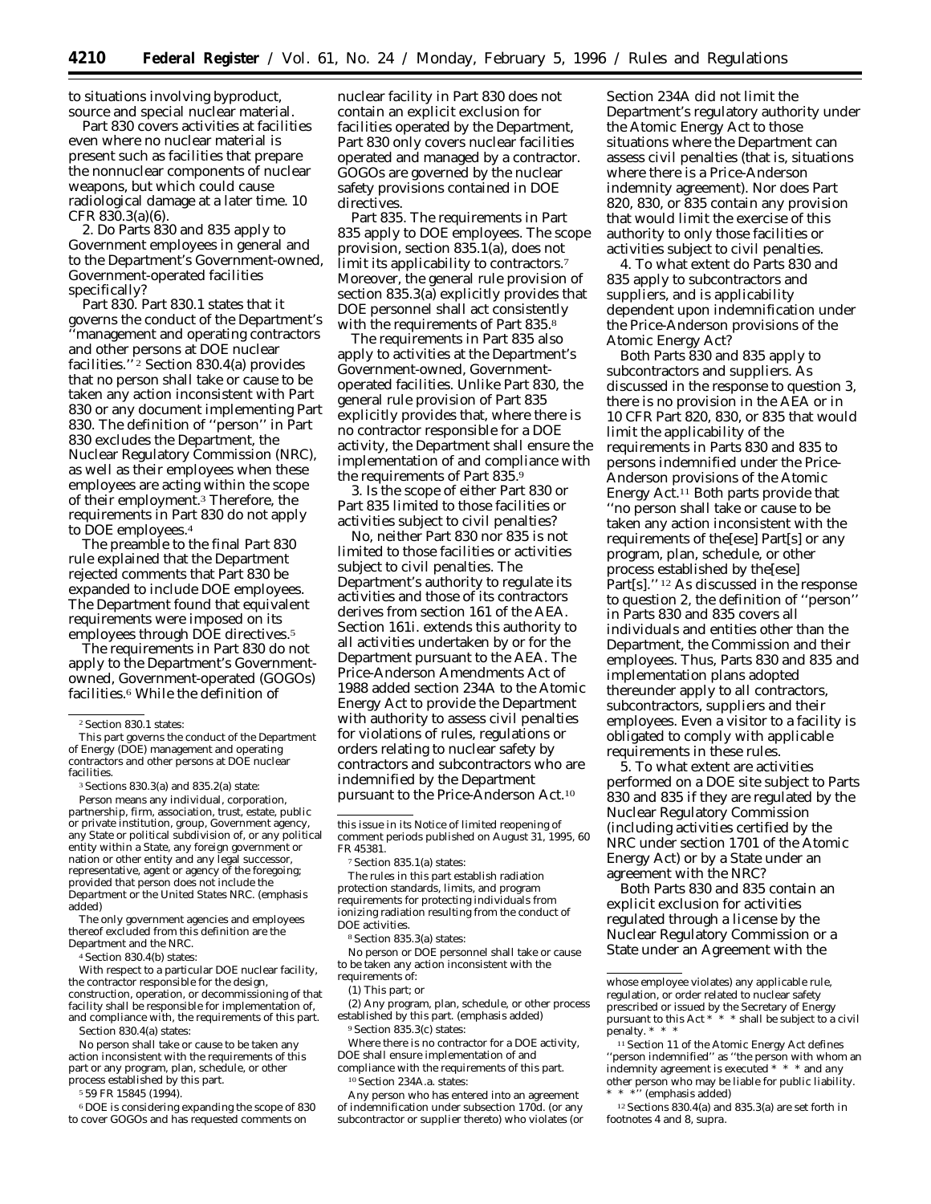to situations involving byproduct, source and special nuclear material.

Part 830 covers activities at facilities even where no nuclear material is present such as facilities that prepare the nonnuclear components of nuclear weapons, but which could cause radiological damage at a later time. 10 CFR 830.3(a)(6).

2. Do Parts 830 and 835 apply to Government employees in general and to the Department's Government-owned, Government-operated facilities specifically?

*Part 830.* Part 830.1 states that it governs the conduct of the Department's ''management and operating contractors and other persons at DOE nuclear facilities.'' [2] Section 830.4(a) provides that no person shall take or cause to be taken any action inconsistent with Part 830 or any document implementing Part 830. The definition of ''person'' in Part 830 excludes the Department, the Nuclear Regulatory Commission (NRC), as well as their employees when these employees are acting within the scope of their employment.[3] Therefore, the requirements in Part 830 do not apply to DOE employees.[4]

The preamble to the final Part 830 rule explained that the Department rejected comments that Part 830 be expanded to include DOE employees. The Department found that equivalent requirements were imposed on its employees through DOE directives.[5]

The requirements in Part 830 do not apply to the Department's Government-owned, Government-operated (GOGOs) facilities.[6] While the definition of nuclear facility in Part 830 does not contain an explicit exclusion for facilities operated by the Department, Part 830 only covers nuclear facilities operated and managed by a contractor. GOGOs are governed by the nuclear safety provisions contained in DOE directives.

*Part 835.* The requirements in Part 835 apply to DOE employees. The scope provision, section 835.1(a), does not limit its applicability to contractors.[7] Moreover, the general rule provision of section 835.3(a) explicitly provides that DOE personnel shall act consistently with the requirements of Part 835.[8]

The requirements in Part 835 also apply to activities at the Department's Government-owned, Government-operated facilities. Unlike Part 830, the general rule provision of Part 835 explicitly provides that, where there is no contractor responsible for a DOE activity, the Department shall ensure the implementation of and compliance with the requirements of Part 835.[9]

3. Is the scope of either Part 830 or Part 835 limited to those facilities or activities subject to civil penalties?

No, neither Part 830 nor 835 is not limited to those facilities or activities subject to civil penalties. The Department's authority to regulate its activities and those of its contractors derives from section 161 of the AEA. Section 161i. extends this authority to all activities undertaken by or for the Department pursuant to the AEA. The Price-Anderson Amendments Act of 1988 added section 234A to the Atomic Energy Act to provide the Department with authority to assess civil penalties for violations of rules, regulations or orders relating to nuclear safety by contractors and subcontractors who are indemnified by the Department pursuant to the Price-Anderson Act.[10] Section 234A did not limit the Department's regulatory authority under the Atomic Energy Act to those situations where the Department can assess civil penalties (that is, situations where there is a Price-Anderson indemnity agreement). Nor does Part 820, 830, or 835 contain any provision that would limit the exercise of this authority to only those facilities or activities subject to civil penalties.

4. To what extent do Parts 830 and 835 apply to subcontractors and suppliers, and is applicability dependent upon indemnification under the Price-Anderson provisions of the Atomic Energy Act?

Both Parts 830 and 835 apply to subcontractors and suppliers. As discussed in the response to question 3, there is no provision in the AEA or in 10 CFR Part 820, 830, or 835 that would limit the applicability of the requirements in Parts 830 and 835 to persons indemnified under the Price-Anderson provisions of the Atomic Energy Act.[11] Both parts provide that ''no person shall take or cause to be taken any action inconsistent with the requirements of the[ese] Part[s] or any program, plan, schedule, or other process established by the[ese] Part[s].'' [12] As discussed in the response to question 2, the definition of ''person'' in Parts 830 and 835 covers all individuals and entities other than the Department, the Commission and their employees. Thus, Parts 830 and 835 and implementation plans adopted thereunder apply to all contractors, subcontractors, suppliers and their employees. Even a visitor to a facility is obligated to comply with applicable requirements in these rules.

5. To what extent are activities performed on a DOE site subject to Parts 830 and 835 if they are regulated by the Nuclear Regulatory Commission (including activities certified by the NRC under section 1701 of the Atomic Energy Act) or by a State under an agreement with the NRC?

Both Parts 830 and 835 contain an explicit exclusion for activities regulated through a license by the Nuclear Regulatory Commission or a State under an Agreement with the

---

[2] Section 830.1 states:

This part governs the conduct of the Department of Energy (DOE) management and operating contractors and other persons at DOE nuclear facilities.

[3] Sections 830.3(a) and 835.2(a) state:

Person means any individual, corporation, partnership, firm, association, trust, estate, public or private institution, group, Government agency, any State or political subdivision of, or any political entity within a State, any foreign government or nation or other entity and any legal successor, representative, agent or agency of the foregoing; *provided that person does not include the Department or the United States NRC.* (emphasis added)

The only government agencies and employees thereof excluded from this definition are the Department and the NRC.

[4] Section 830.4(b) states:

With respect to a particular DOE nuclear facility, the contractor responsible for the design, construction, operation, or decommissioning of that facility shall be responsible for implementation of, and compliance with, the requirements of this part.

Section 830.4(a) states:

No person shall take or cause to be taken any action inconsistent with the requirements of this part or any program, plan, schedule, or other process established by this part.

[5] 59 FR 15845 (1994).

[6] DOE is considering expanding the scope of 830 to cover GOGOs and has requested comments on this issue in its Notice of limited reopening of comment periods published on August 31, 1995, 60 FR 45381.

[7] Section 835.1(a) states:

The rules in this part establish radiation protection standards, limits, and program requirements for protecting individuals from ionizing radiation resulting from the conduct of DOE activities.

[8] Section 835.3(a) states:

No person or *DOE personnel* shall take or cause to be taken any action inconsistent with the requirements of:

(1) This part; or

(2) Any program, plan, schedule, or other process established by this part. (emphasis added)

[9] Section 835.3(c) states:

Where there is no contractor for a DOE activity, DOE shall ensure implementation of and compliance with the requirements of this part.

[10] Section 234A.a. states:

Any person who has entered into an agreement of indemnification under subsection 170d. (or any subcontractor or supplier thereto) who violates (or whose employee violates) any applicable rule, regulation, or order related to nuclear safety prescribed or issued by the Secretary of Energy pursuant to this Act * * * shall be subject to a civil penalty. * * *

[11] Section 11 of the Atomic Energy Act defines ''person indemnified'' as ''the person with whom an indemnity agreement is executed * * * *and any other person who may be liable for public liability.* * * *'' (emphasis added)

[12] Sections 830.4(a) and 835.3(a) are set forth in footnotes 4 and 8, *supra.*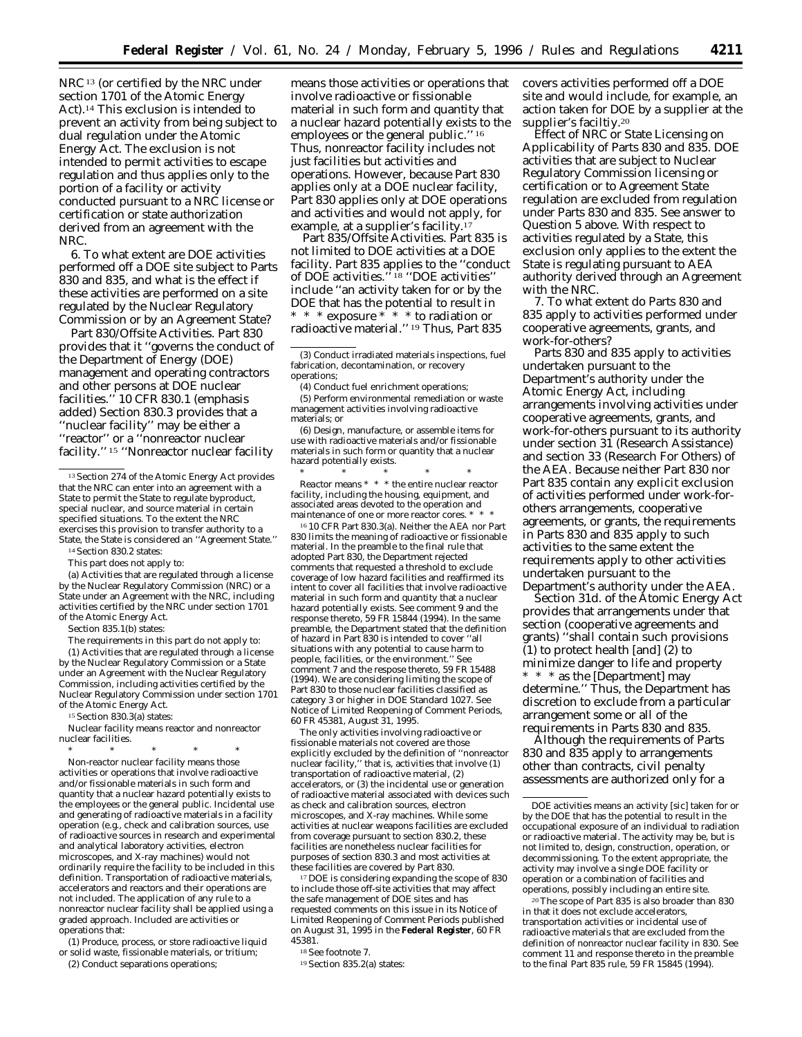NRC[13] (or certified by the NRC under section 1701 of the Atomic Energy Act).[14] This exclusion is intended to prevent an activity from being subject to dual regulation under the Atomic Energy Act. The exclusion is not intended to permit activities to escape regulation and thus applies only to the portion of a facility or activity conducted pursuant to a NRC license or certification or state authorization derived from an agreement with the NRC.

6. To what extent are DOE activities performed off a DOE site subject to Parts 830 and 835, and what is the effect if these activities are performed on a site regulated by the Nuclear Regulatory Commission or by an Agreement State?

*Part 830/Offsite Activities.* Part 830 provides that it ''governs the conduct of the Department of Energy (DOE) management and operating contractors and other persons *at DOE nuclear facilities.*'' 10 CFR 830.1 (emphasis added) Section 830.3 provides that a ''nuclear facility'' may be either a ''reactor'' or a ''nonreactor nuclear facility.'' [15] ''Nonreactor nuclear facility means those activities or operations that involve radioactive or fissionable material in such form and quantity that a nuclear hazard potentially exists to the employees or the general public.'' [16] Thus, nonreactor facility includes not just facilities but activities and operations. However, because Part 830 applies only at a DOE nuclear facility, Part 830 applies only at DOE operations and activities and would not apply, for example, at a supplier's facility.[17]

*Part 835/Offsite Activities.* Part 835 is not limited to DOE activities at a DOE facility. Part 835 applies to the ''conduct of DOE activities.'' [18] ''DOE activities'' include ''an activity taken for or by the DOE that has the potential to result in * * * exposure * * * to radiation or radioactive material.'' [19] Thus, Part 835 covers activities performed off a DOE site and would include, for example, an action taken for DOE by a supplier at the supplier's faciltiy.[20]

*Effect of NRC or State Licensing on Applicability of Parts 830 and 835.* DOE activities that are subject to Nuclear Regulatory Commission licensing or certification or to Agreement State regulation are excluded from regulation under Parts 830 and 835. See answer to Question 5 above. With respect to activities regulated by a State, this exclusion only applies to the extent the State is regulating pursuant to AEA authority derived through an Agreement with the NRC.

7. To what extent do Parts 830 and 835 apply to activities performed under cooperative agreements, grants, and work-for-others?

Parts 830 and 835 apply to activities undertaken pursuant to the Department's authority under the Atomic Energy Act, including arrangements involving activities under cooperative agreements, grants, and work-for-others pursuant to its authority under section 31 (Research Assistance) and section 33 (Research For Others) of the AEA. Because neither Part 830 nor Part 835 contain any explicit exclusion of activities performed under work-for-others arrangements, cooperative agreements, or grants, the requirements in Parts 830 and 835 apply to such activities to the same extent the requirements apply to other activities undertaken pursuant to the Department's authority under the AEA.

Section 31d. of the Atomic Energy Act provides that arrangements under that section (cooperative agreements and grants) ''shall contain such provisions (1) to protect health [and] (2) to minimize danger to life and property * * * as the [Department] may determine.'' Thus, the Department has discretion to exclude from a particular arrangement some or all of the requirements in Parts 830 and 835.

Although the requirements of Parts 830 and 835 apply to arrangements other than contracts, civil penalty assessments are authorized only for a

---

[13] Section 274 of the Atomic Energy Act provides that the NRC can enter into an agreement with a State to permit the State to regulate byproduct, special nuclear, and source material in certain specified situations. To the extent the NRC exercises this provision to transfer authority to a State, the State is considered an ''Agreement State.''

[14] Section 830.2 states:

This part does not apply to:

(a) Activities that are regulated through a license by the Nuclear Regulatory Commission (NRC) or a State under an Agreement with the NRC, including activities certified by the NRC under section 1701 of the Atomic Energy Act.

Section 835.1(b) states:

The requirements in this part do not apply to:

(1) Activities that are regulated through a license by the Nuclear Regulatory Commission or a State under an Agreement with the Nuclear Regulatory Commission, including activities certified by the Nuclear Regulatory Commission under section 1701 of the Atomic Energy Act.

[15] Section 830.3(a) states:

*Nuclear facility* means reactor and nonreactor nuclear facilities.

\* \* \* \* \*

*Non-reactor nuclear facility* means those activities or operations that involve radioactive and/or fissionable materials in such form and quantity that a nuclear hazard potentially exists to the employees or the general public. Incidental use and generating of radioactive materials in a facility operation (e.g., check and calibration sources, use of radioactive sources in research and experimental and analytical laboratory activities, electron microscopes, and X-ray machines) would not ordinarily require the facility to be included in this definition. Transportation of radioactive materials, accelerators and reactors and their operations are not included. The application of any rule to a nonreactor nuclear facility shall be applied using a graded approach. Included are activities or operations that:

(1) Produce, process, or store radioactive liquid or solid waste, fissionable materials, or tritium;

(2) Conduct separations operations;

(3) Conduct irradiated materials inspections, fuel fabrication, decontamination, or recovery operations;

(4) Conduct fuel enrichment operations;

(5) Perform environmental remediation or waste management activities involving radioactive materials; or

(6) Design, manufacture, or assemble items for use with radioactive materials and/or fissionable materials in such form or quantity that a nuclear hazard potentially exists.

\* \* \* \* \*

*Reactor* means * * * the entire nuclear reactor facility, including the housing, equipment, and associated areas devoted to the operation and maintenance of one or more reactor cores. * * *

[16] 10 CFR Part 830.3(a). Neither the AEA nor Part 830 limits the meaning of radioactive or fissionable material. In the preamble to the final rule that adopted Part 830, the Department rejected comments that requested a threshold to exclude coverage of low hazard facilities and reaffirmed its intent to cover all facilities that involve radioactive material in such form and quantity that a nuclear hazard potentially exists. See comment 9 and the response thereto, 59 FR 15844 (1994). In the same preamble, the Department stated that the definition of hazard in Part 830 is intended to cover ''all situations with any potential to cause harm to people, facilities, or the environment.'' See comment 7 and the respose thereto, 59 FR 15488 (1994). We are considering limiting the scope of Part 830 to those nuclear facilities classified as category 3 or higher in DOE Standard 1027. See Notice of Limited Reopening of Comment Periods, 60 FR 45381, August 31, 1995.

The only activities involving radioactive or fissionable materials not covered are those explicitly excluded by the definition of ''nonreactor nuclear facility,'' that is, activities that involve (1) transportation of radioactive material, (2) accelerators, or (3) the incidental use or generation of radioactive material associated with devices such as check and calibration sources, electron microscopes, and X-ray machines. While some activities at nuclear weapons facilities are excluded from coverage pursuant to section 830.2, these facilities are nonetheless nuclear facilities for purposes of section 830.3 and most activities at these facilities are covered by Part 830.

[17] DOE is considering expanding the scope of 830 to include those off-site activities that may affect the safe management of DOE sites and has requested comments on this issue in its Notice of Limited Reopening of Comment Periods published on August 31, 1995 in the **Federal Register**, 60 FR 45381.

[18] See footnote 7.

[19] Section 835.2(a) states:

*DOE activities* means an activity [sic] taken for or by the DOE that has the potential to result in the occupational exposure of an individual to radiation or radioactive material. The activity may be, but is not limited to, design, construction, operation, or decommissioning. To the extent appropriate, the activity may involve a single DOE facility or operation or a combination of facilities and operations, possibly including an entire site.

[20] The scope of Part 835 is also broader than 830 in that it does not exclude accelerators, transportation activities or incidental use of radioactive materials that are excluded from the definition of nonreactor nuclear facility in 830. See comment 11 and response thereto in the preamble to the final Part 835 rule, 59 FR 15845 (1994).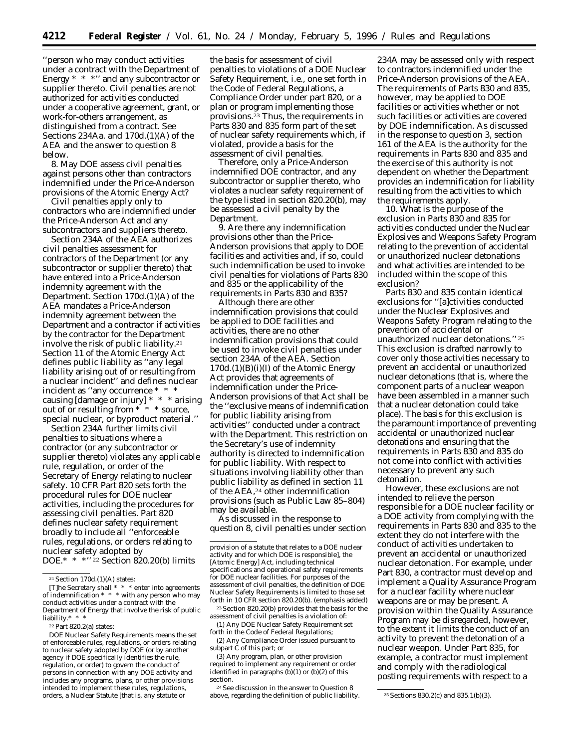''person who may conduct activities under a contract with the Department of Energy * * *'' and any subcontractor or supplier thereto. Civil penalties are not authorized for activities conducted under a cooperative agreement, grant, or work-for-others arrangement, as distinguished from a contract. See Sections 234Aa. and 170d.(1)(A) of the AEA and the answer to question 8 below.

8. May DOE assess civil penalties against persons other than contractors indemnified under the Price-Anderson provisions of the Atomic Energy Act?

Civil penalties apply only to contractors who are indemnified under the Price-Anderson Act and any subcontractors and suppliers thereto.

Section 234A of the AEA authorizes civil penalties assessment for contractors of the Department (or any subcontractor or supplier thereto) that have entered into a Price-Anderson indemnity agreement with the Department. Section 170d.(1)(A) of the AEA mandates a Price-Anderson indemnity agreement between the Department and a contractor if activities by the contractor for the Department involve the risk of public liability.[21] Section 11 of the Atomic Energy Act defines public liability as ''any legal liability arising out of or resulting from a nuclear incident'' and defines nuclear incident as ''any occurrence * * * causing [damage or injury] * * * arising out of or resulting from * * * source, special nuclear, or byproduct material.''

Section 234A further limits civil penalties to situations where a contractor (or any subcontractor or supplier thereto) violates any applicable rule, regulation, or order of the Secretary of Energy relating to nuclear safety. 10 CFR Part 820 sets forth the procedural rules for DOE nuclear activities, including the procedures for assessing civil penalties. Part 820 defines nuclear safety requirement broadly to include all ''enforceable rules, regulations, or orders relating to nuclear safety adopted by DOE.* * *''[22] Section 820.20(b) limits the basis for assessment of civil penalties to violations of a DOE Nuclear Safety Requirement, i.e., one set forth in the Code of Federal Regulations, a Compliance Order under part 820, or a plan or program implementing those provisions.[23] Thus, the requirements in Parts 830 and 835 form part of the set of nuclear safety requirements which, if violated, provide a basis for the assessment of civil penalties.

Therefore, only a Price-Anderson indemnified DOE contractor, and any subcontractor or supplier thereto, who violates a nuclear safety requirement of the type listed in section 820.20(b), may be assessed a civil penalty by the Department.

9. Are there any indemnification provisions other than the Price-Anderson provisions that apply to DOE facilities and activities and, if so, could such indemnification be used to invoke civil penalties for violations of Parts 830 and 835 or the applicability of the requirements in Parts 830 and 835?

Although there are other indemnification provisions that could be applied to DOE facilities and activities, there are no other indemnification provisions that could be used to invoke civil penalties under section 234A of the AEA. Section 170d.(1)(B)(i)(I) of the Atomic Energy Act provides that agreements of indemnification under the Price-Anderson provisions of that Act shall be the ''exclusive means of indemnification for public liability arising from activities'' conducted under a contract with the Department. This restriction on the Secretary's use of indemnity authority is directed to indemnification for public liability. With respect to situations involving liability other than public liability as defined in section 11 of the AEA,[24] other indemnification provisions (such as Public Law 85–804) may be available.

As discussed in the response to question 8, civil penalties under section 234A may be assessed only with respect to contractors indemnified under the Price-Anderson provisions of the AEA. The requirements of Parts 830 and 835, however, may be applied to DOE facilities or activities whether or not such facilities or activities are covered by DOE indemnification. As discussed in the response to question 3, section 161 of the AEA is the authority for the requirements in Parts 830 and 835 and the exercise of this authority is not dependent on whether the Department provides an indemnification for liability resulting from the activities to which the requirements apply.

10. What is the purpose of the exclusion in Parts 830 and 835 for activities conducted under the Nuclear Explosives and Weapons Safety Program relating to the prevention of accidental or unauthorized nuclear detonations and what activities are intended to be included within the scope of this exclusion?

Parts 830 and 835 contain identical exclusions for ''[a]ctivities conducted under the Nuclear Explosives and Weapons Safety Program relating to the prevention of accidental or unauthorized nuclear detonations.''[25] This exclusion is drafted narrowly to cover only those activities necessary to prevent an accidental or unauthorized nuclear detonations (that is, where the component parts of a nuclear weapon have been assembled in a manner such that a nuclear detonation could take place). The basis for this exclusion is the paramount importance of preventing accidental or unauthorized nuclear detonations and ensuring that the requirements in Parts 830 and 835 do not come into conflict with activities necessary to prevent any such detonation.

However, these exclusions are not intended to relieve the person responsible for a DOE nuclear facility or a DOE activity from complying with the requirements in Parts 830 and 835 to the extent they do not interfere with the conduct of activities undertaken to prevent an accidental or unauthorized nuclear detonation. For example, under Part 830, a contractor must develop and implement a Quality Assurance Program for a nuclear facility where nuclear weapons are or may be present. A provision within the Quality Assurance Program may be disregarded, however, to the extent it limits the conduct of an activity to prevent the detonation of a nuclear weapon. Under Part 835, for example, a contractor must implement and comply with the radiological posting requirements with respect to a

---

[21] Section 170d.(1)(A) states:

[T]he Secretary shall * * * enter into agreements of indemnification * * * with any person who may conduct activities under a contract with the Department of Energy that involve the risk of public liability.* * *

[22] Part 820.2(a) states:

*DOE Nuclear Safety Requirements* means the set of enforceable rules, regulations, or orders relating to nuclear safety adopted by DOE (or by another agency if DOE specifically identifies the rule, regulation, or order) to govern the conduct of persons in connection with any DOE activity and includes any programs, plans, or other provisions intended to implement these rules, regulations, orders, a Nuclear Statute [that is, any statute or provision of a statute that relates to a DOE nuclear activity and for which DOE is responsible], the [Atomic Energy] Act, including technical specifications and operational safety requirements for DOE nuclear facilities. *For purposes of the assessment of civil penalties, the definition of DOE Nuclear Safety Requirements is limited to those set forth in 10 CFR section 820.20(b).* (emphasis added)

[23] Section 820.20(b) provides that the basis for the assessment of civil penalties is a violation of:

(1) Any DOE Nuclear Safety Requirement set forth in the Code of Federal Regulations;

(2) Any Compliance Order issued pursuant to subpart C of this part; or

(3) Any program, plan, or other provision required to implement any requirement or order identified in paragraphs (b)(1) or (b)(2) of this section.

[24] See discussion in the answer to Question 8 above, regarding the definition of public liability.

[25] Sections 830.2(c) and 835.1(b)(3).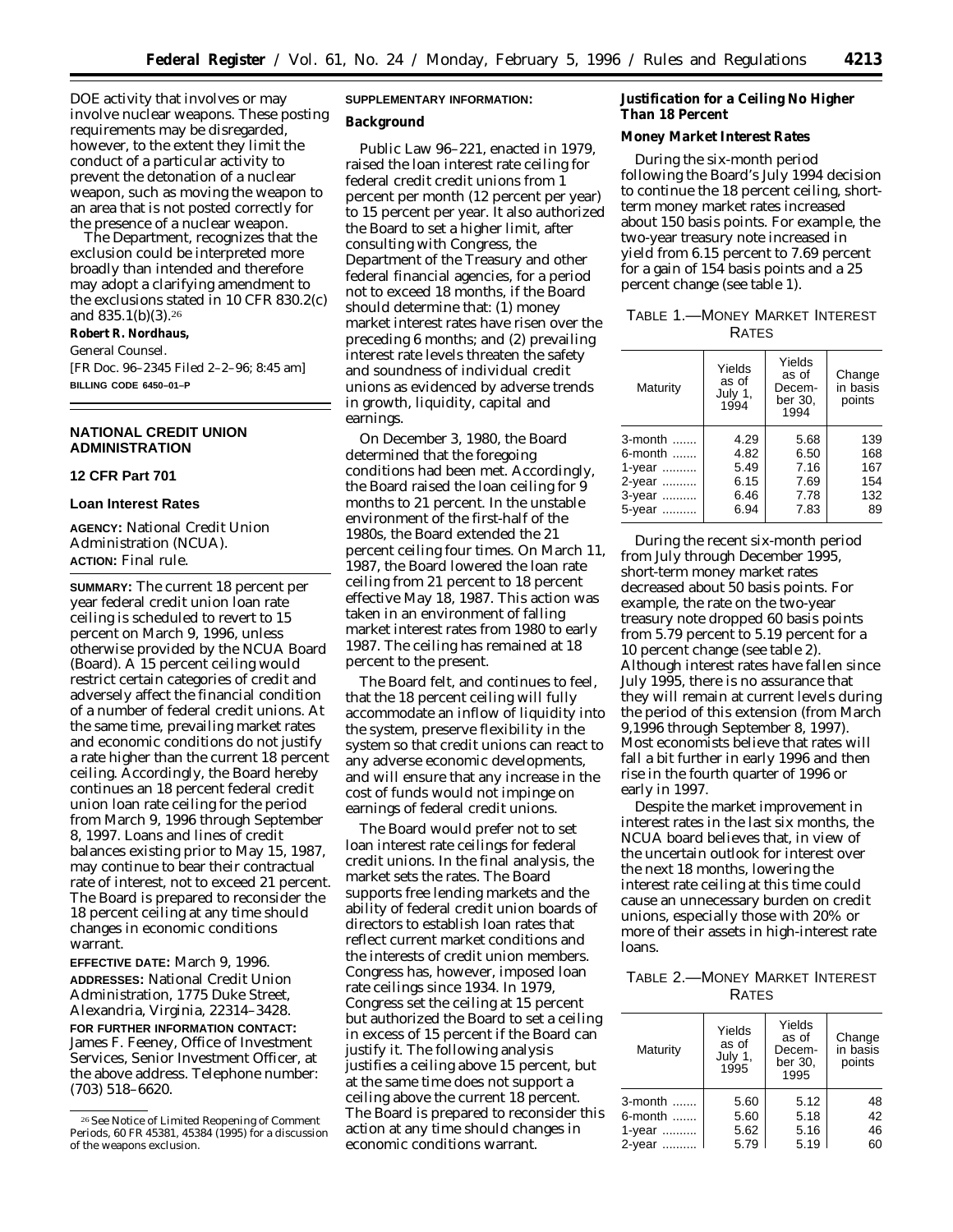DOE activity that involves or may involve nuclear weapons. These posting requirements may be disregarded, however, to the extent they limit the conduct of a particular activity to prevent the detonation of a nuclear weapon, such as moving the weapon to an area that is not posted correctly for the presence of a nuclear weapon.

The Department, recognizes that the exclusion could be interpreted more broadly than intended and therefore may adopt a clarifying amendment to the exclusions stated in 10 CFR 830.2(c) and 835.1(b)(3).[26]

**Robert R. Nordhaus,**

*General Counsel.*

[FR Doc. 96–2345 Filed 2–2–96; 8:45 am]

**BILLING CODE 6450–01–P**

[26] See Notice of Limited Reopening of Comment Periods, 60 FR 45381, 45384 (1995) for a discussion of the weapons exclusion.

---

## NATIONAL CREDIT UNION ADMINISTRATION

### 12 CFR Part 701

### Loan Interest Rates

**AGENCY:** National Credit Union Administration (NCUA).

**ACTION:** Final rule.

**SUMMARY:** The current 18 percent per year federal credit union loan rate ceiling is scheduled to revert to 15 percent on March 9, 1996, unless otherwise provided by the NCUA Board (Board). A 15 percent ceiling would restrict certain categories of credit and adversely affect the financial condition of a number of federal credit unions. At the same time, prevailing market rates and economic conditions do not justify a rate higher than the current 18 percent ceiling. Accordingly, the Board hereby continues an 18 percent federal credit union loan rate ceiling for the period from March 9, 1996 through September 8, 1997. Loans and lines of credit balances existing prior to May 15, 1987, may continue to bear their contractual rate of interest, not to exceed 21 percent. The Board is prepared to reconsider the 18 percent ceiling at any time should changes in economic conditions warrant.

**EFFECTIVE DATE:** March 9, 1996.

**ADDRESSES:** National Credit Union Administration, 1775 Duke Street, Alexandria, Virginia, 22314–3428.

**FOR FURTHER INFORMATION CONTACT:** James F. Feeney, Office of Investment Services, Senior Investment Officer, at the above address. Telephone number: (703) 518–6620.

**SUPPLEMENTARY INFORMATION:**

**Background**

Public Law 96–221, enacted in 1979, raised the loan interest rate ceiling for federal credit credit unions from 1 percent per month (12 percent per year) to 15 percent per year. It also authorized the Board to set a higher limit, after consulting with Congress, the Department of the Treasury and other federal financial agencies, for a period not to exceed 18 months, if the Board should determine that: (1) money market interest rates have risen over the preceding 6 months; and (2) prevailing interest rate levels threaten the safety and soundness of individual credit unions as evidenced by adverse trends in growth, liquidity, capital and earnings.

On December 3, 1980, the Board determined that the foregoing conditions had been met. Accordingly, the Board raised the loan ceiling for 9 months to 21 percent. In the unstable environment of the first-half of the 1980s, the Board extended the 21 percent ceiling four times. On March 11, 1987, the Board lowered the loan rate ceiling from 21 percent to 18 percent effective May 18, 1987. This action was taken in an environment of falling market interest rates from 1980 to early 1987. The ceiling has remained at 18 percent to the present.

The Board felt, and continues to feel, that the 18 percent ceiling will fully accommodate an inflow of liquidity into the system, preserve flexibility in the system so that credit unions can react to any adverse economic developments, and will ensure that any increase in the cost of funds would not impinge on earnings of federal credit unions.

The Board would prefer not to set loan interest rate ceilings for federal credit unions. In the final analysis, the market sets the rates. The Board supports free lending markets and the ability of federal credit union boards of directors to establish loan rates that reflect current market conditions and the interests of credit union members. Congress has, however, imposed loan rate ceilings since 1934. In 1979, Congress set the ceiling at 15 percent but authorized the Board to set a ceiling in excess of 15 percent if the Board can justify it. The following analysis justifies a ceiling above 15 percent, but at the same time does not support a ceiling above the current 18 percent. The Board is prepared to reconsider this action at any time should changes in economic conditions warrant.

**Justification for a Ceiling No Higher Than 18 Percent**

**Money Market Interest Rates**

During the six-month period following the Board's July 1994 decision to continue the 18 percent ceiling, short-term money market rates increased about 150 basis points. For example, the two-year treasury note increased in yield from 6.15 percent to 7.69 percent for a gain of 154 basis points and a 25 percent change (see table 1).

TABLE 1.—MONEY MARKET INTEREST RATES

| Maturity | Yields as of July 1, 1994 | Yields as of December 30, 1994 | Change in basis points |
|---|---|---|---|
| 3-month | 4.29 | 5.68 | 139 |
| 6-month | 4.82 | 6.50 | 168 |
| 1-year | 5.49 | 7.16 | 167 |
| 2-year | 6.15 | 7.69 | 154 |
| 3-year | 6.46 | 7.78 | 132 |
| 5-year | 6.94 | 7.83 | 89 |

During the recent six-month period from July through December 1995, short-term money market rates decreased about 50 basis points. For example, the rate on the two-year treasury note dropped 60 basis points from 5.79 percent to 5.19 percent for a 10 percent change (see table 2). Although interest rates have fallen since July 1995, there is no assurance that they will remain at current levels during the period of this extension (from March 9,1996 through September 8, 1997). Most economists believe that rates will fall a bit further in early 1996 and then rise in the fourth quarter of 1996 or early in 1997.

Despite the market improvement in interest rates in the last six months, the NCUA board believes that, in view of the uncertain outlook for interest over the next 18 months, lowering the interest rate ceiling at this time could cause an unnecessary burden on credit unions, especially those with 20% or more of their assets in high-interest rate loans.

TABLE 2.—MONEY MARKET INTEREST RATES

| Maturity | Yields as of July 1, 1995 | Yields as of December 30, 1995 | Change in basis points |
|---|---|---|---|
| 3-month | 5.60 | 5.12 | 48 |
| 6-month | 5.60 | 5.18 | 42 |
| 1-year | 5.62 | 5.16 | 46 |
| 2-year | 5.79 | 5.19 | 60 |